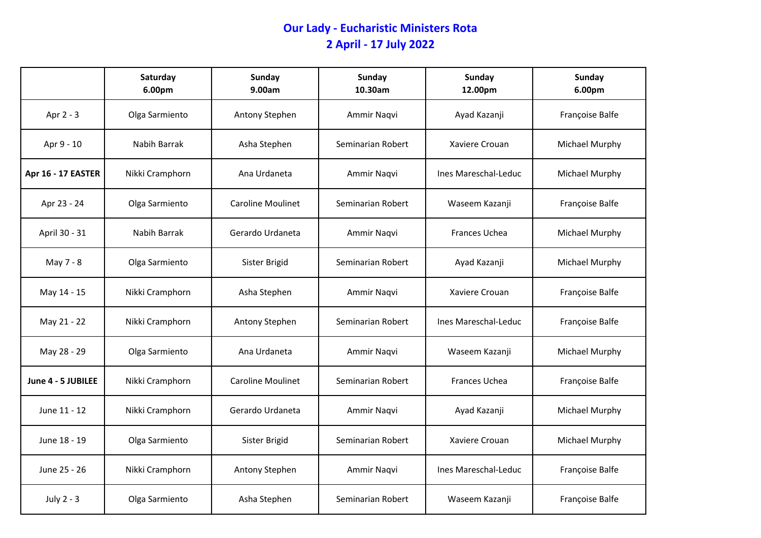# Our Lady - Eucharistic Ministers Rota
## 2 April - 17 July 2022

| | Saturday 6.00pm | Sunday 9.00am | Sunday 10.30am | Sunday 12.00pm | Sunday 6.00pm |
|---|---|---|---|---|---|
| Apr 2 - 3 | Olga Sarmiento | Antony Stephen | Ammir Naqvi | Ayad Kazanji | Françoise Balfe |
| Apr 9 - 10 | Nabih Barrak | Asha Stephen | Seminarian Robert | Xaviere Crouan | Michael Murphy |
| **Apr 16 - 17 EASTER** | Nikki Cramphorn | Ana Urdaneta | Ammir Naqvi | Ines Mareschal-Leduc | Michael Murphy |
| Apr 23 - 24 | Olga Sarmiento | Caroline Moulinet | Seminarian Robert | Waseem Kazanji | Françoise Balfe |
| April 30 - 31 | Nabih Barrak | Gerardo Urdaneta | Ammir Naqvi | Frances Uchea | Michael Murphy |
| May 7 - 8 | Olga Sarmiento | Sister Brigid | Seminarian Robert | Ayad Kazanji | Michael Murphy |
| May 14 - 15 | Nikki Cramphorn | Asha Stephen | Ammir Naqvi | Xaviere Crouan | Françoise Balfe |
| May 21 - 22 | Nikki Cramphorn | Antony Stephen | Seminarian Robert | Ines Mareschal-Leduc | Françoise Balfe |
| May 28 - 29 | Olga Sarmiento | Ana Urdaneta | Ammir Naqvi | Waseem Kazanji | Michael Murphy |
| **June 4 - 5 JUBILEE** | Nikki Cramphorn | Caroline Moulinet | Seminarian Robert | Frances Uchea | Françoise Balfe |
| June 11 - 12 | Nikki Cramphorn | Gerardo Urdaneta | Ammir Naqvi | Ayad Kazanji | Michael Murphy |
| June 18 - 19 | Olga Sarmiento | Sister Brigid | Seminarian Robert | Xaviere Crouan | Michael Murphy |
| June 25 - 26 | Nikki Cramphorn | Antony Stephen | Ammir Naqvi | Ines Mareschal-Leduc | Françoise Balfe |
| July 2 - 3 | Olga Sarmiento | Asha Stephen | Seminarian Robert | Waseem Kazanji | Françoise Balfe |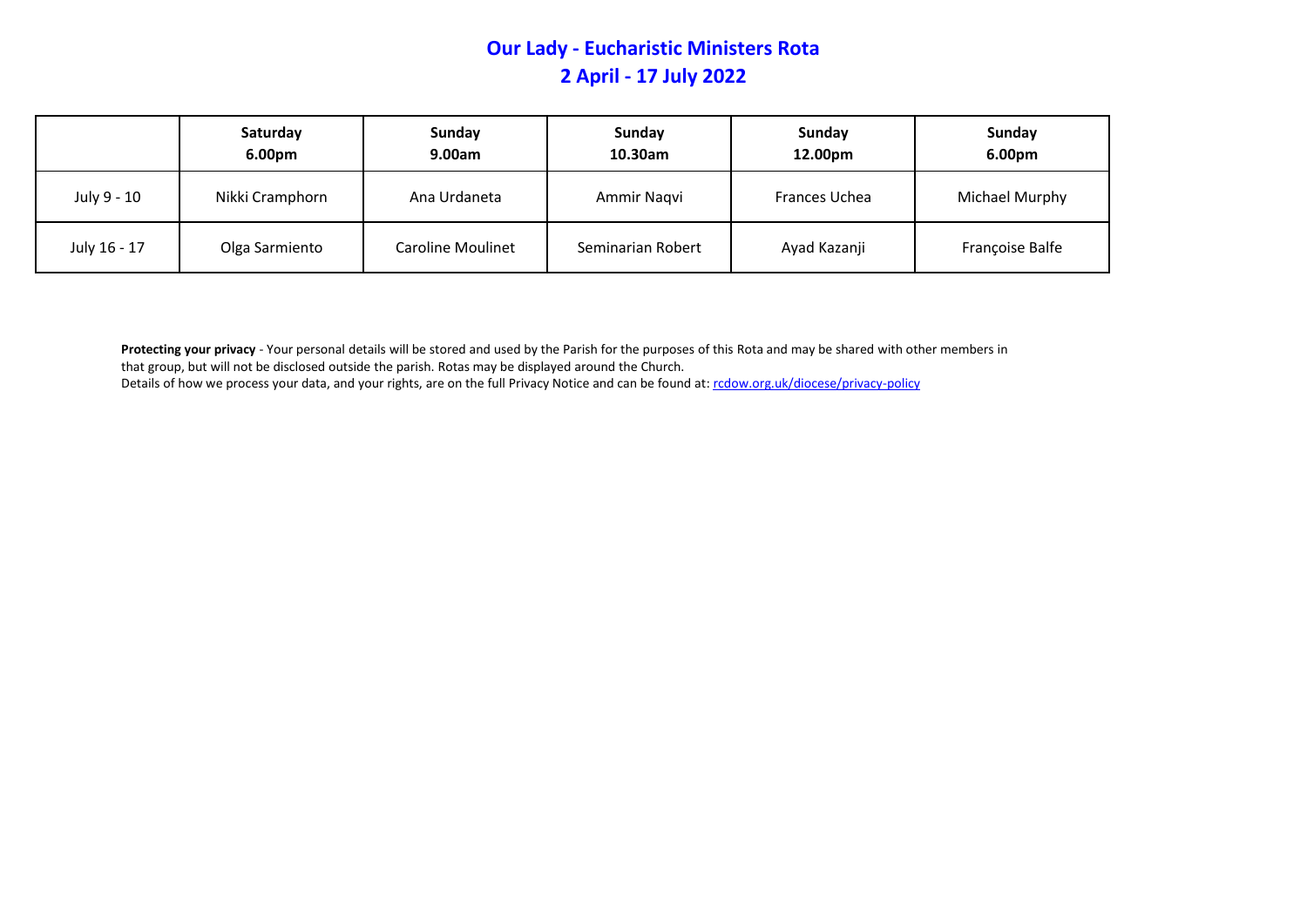# Our Lady - Eucharistic Ministers Rota
## 2 April - 17 July 2022

| | Saturday 6.00pm | Sunday 9.00am | Sunday 10.30am | Sunday 12.00pm | Sunday 6.00pm |
|---|---|---|---|---|---|
| July 9 - 10 | Nikki Cramphorn | Ana Urdaneta | Ammir Naqvi | Frances Uchea | Michael Murphy |
| July 16 - 17 | Olga Sarmiento | Caroline Moulinet | Seminarian Robert | Ayad Kazanji | Françoise Balfe |

**Protecting your privacy** - Your personal details will be stored and used by the Parish for the purposes of this Rota and may be shared with other members in that group, but will not be disclosed outside the parish. Rotas may be displayed around the Church.
Details of how we process your data, and your rights, are on the full Privacy Notice and can be found at: rcdow.org.uk/diocese/privacy-policy